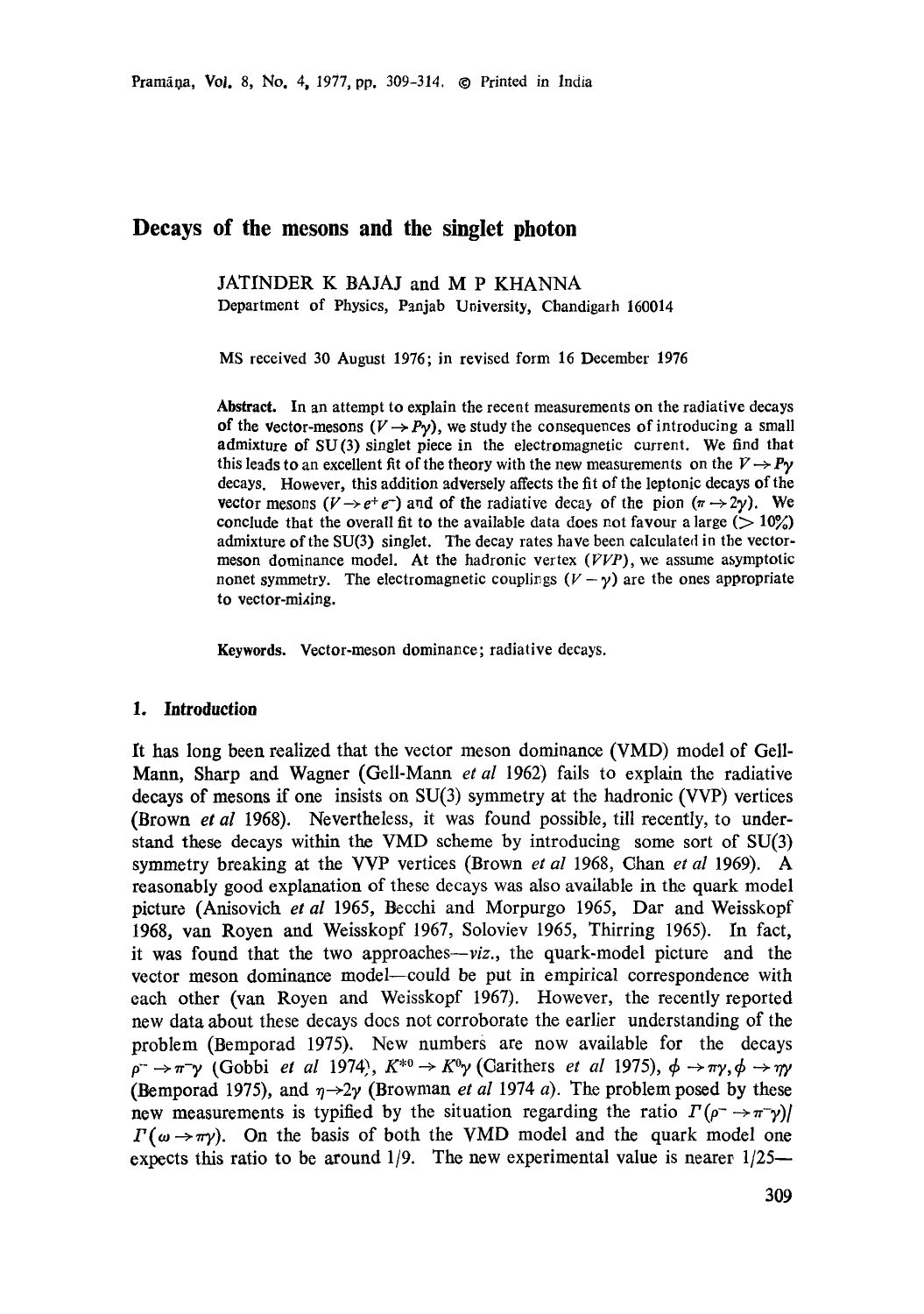# Decays of the mesons and the singlet photon

JATINDER K BAJAJ and M P KHANNA
Department of Physics, Panjab University, Chandigarh 160014

MS received 30 August 1976; in revised form 16 December 1976

**Abstract.** In an attempt to explain the recent measurements on the radiative decays of the vector-mesons ($V \rightarrow P\gamma$), we study the consequences of introducing a small admixture of SU(3) singlet piece in the electromagnetic current. We find that this leads to an excellent fit of the theory with the new measurements on the $V \rightarrow P\gamma$ decays. However, this addition adversely affects the fit of the leptonic decays of the vector mesons ($V \rightarrow e^+e^-$) and of the radiative decay of the pion ($\pi \rightarrow 2\gamma$). We conclude that the overall fit to the available data does not favour a large ($> 10\%$) admixture of the SU(3) singlet. The decay rates have been calculated in the vector-meson dominance model. At the hadronic vertex ($VVP$), we assume asymptotic nonet symmetry. The electromagnetic couplings ($V-\gamma$) are the ones appropriate to vector-mixing.

**Keywords.** Vector-meson dominance; radiative decays.

## 1. Introduction

It has long been realized that the vector meson dominance (VMD) model of Gell-Mann, Sharp and Wagner (Gell-Mann *et al* 1962) fails to explain the radiative decays of mesons if one insists on SU(3) symmetry at the hadronic (VVP) vertices (Brown *et al* 1968). Nevertheless, it was found possible, till recently, to understand these decays within the VMD scheme by introducing some sort of SU(3) symmetry breaking at the VVP vertices (Brown *et al* 1968, Chan *et al* 1969). A reasonably good explanation of these decays was also available in the quark model picture (Anisovich *et al* 1965, Becchi and Morpurgo 1965, Dar and Weisskopf 1968, van Royen and Weisskopf 1967, Soloviev 1965, Thirring 1965). In fact, it was found that the two approaches—*viz.*, the quark-model picture and the vector meson dominance model—could be put in empirical correspondence with each other (van Royen and Weisskopf 1967). However, the recently reported new data about these decays does not corroborate the earlier understanding of the problem (Bemporad 1975). New numbers are now available for the decays $\rho^- \rightarrow \pi^-\gamma$ (Gobbi *et al* 1974), $K^{*0} \rightarrow K^0\gamma$ (Carithers *et al* 1975), $\phi \rightarrow \pi\gamma, \phi \rightarrow \eta\gamma$ (Bemporad 1975), and $\eta \rightarrow 2\gamma$ (Browman *et al* 1974 *a*). The problem posed by these new measurements is typified by the situation regarding the ratio $\Gamma(\rho^- \rightarrow \pi^-\gamma)/\Gamma(\omega \rightarrow \pi\gamma)$. On the basis of both the VMD model and the quark model one expects this ratio to be around 1/9. The new experimental value is nearer 1/25—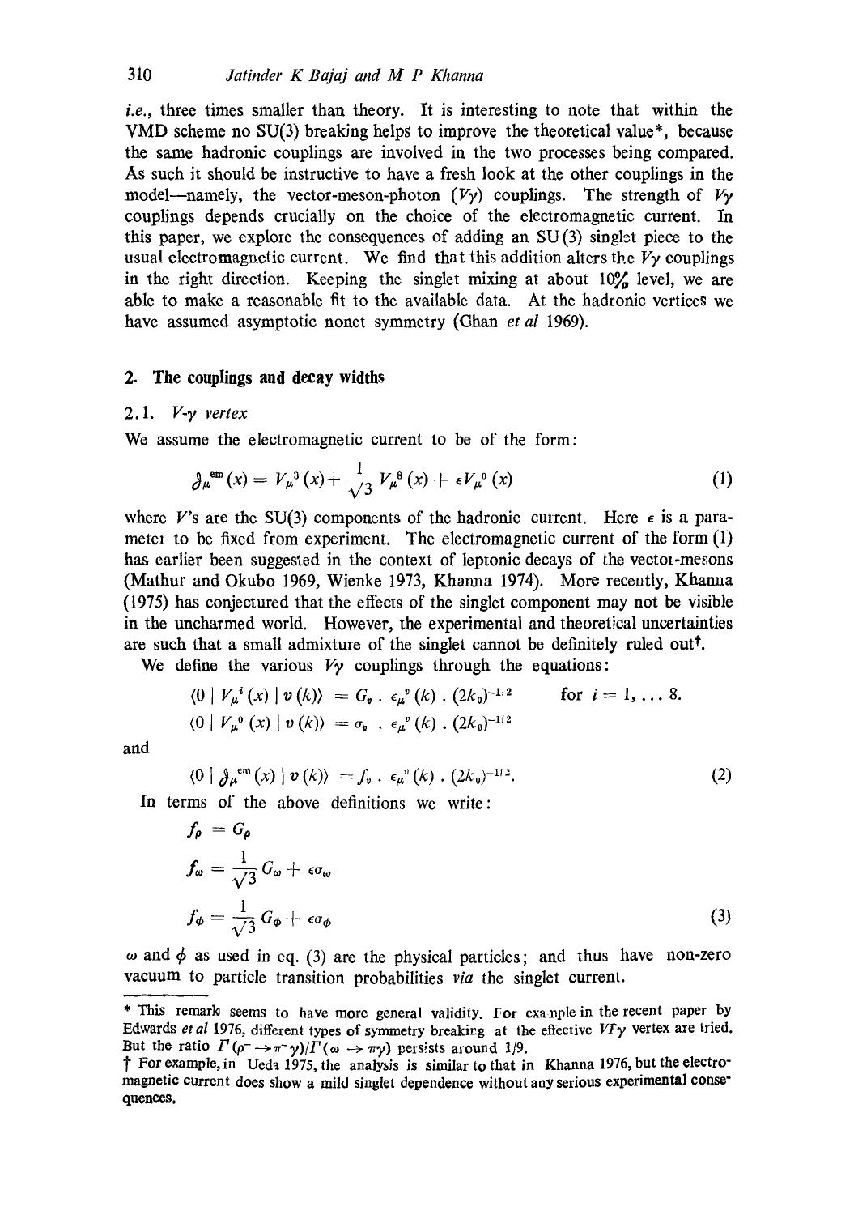*i.e.*, three times smaller than theory. It is interesting to note that within the VMD scheme no SU(3) breaking helps to improve the theoretical value*, because the same hadronic couplings are involved in the two processes being compared. As such it should be instructive to have a fresh look at the other couplings in the model—namely, the vector-meson-photon ($V\gamma$) couplings. The strength of $V\gamma$ couplings depends crucially on the choice of the electromagnetic current. In this paper, we explore the consequences of adding an SU(3) singlet piece to the usual electromagnetic current. We find that this addition alters the $V\gamma$ couplings in the right direction. Keeping the singlet mixing at about 10% level, we are able to make a reasonable fit to the available data. At the hadronic vertices we have assumed asymptotic nonet symmetry (Chan *et al* 1969).

## 2. The couplings and decay widths

### 2.1. $V$-$\gamma$ vertex

We assume the electromagnetic current to be of the form:

$$\mathcal{J}_\mu^{\text{em}}(x) = V_\mu^3(x) + \frac{1}{\sqrt{3}} V_\mu^8(x) + \epsilon V_\mu^0(x) \tag{1}$$

where $V$'s are the SU(3) components of the hadronic current. Here $\epsilon$ is a parameter to be fixed from experiment. The electromagnetic current of the form (1) has earlier been suggested in the context of leptonic decays of the vector-mesons (Mathur and Okubo 1969, Wienke 1973, Khanna 1974). More recently, Khanna (1975) has conjectured that the effects of the singlet component may not be visible in the uncharmed world. However, the experimental and theoretical uncertainties are such that a small admixture of the singlet cannot be definitely ruled out†.

We define the various $V\gamma$ couplings through the equations:

$$\langle 0 \mid V_\mu^i(x) \mid v(k)\rangle = G_v \,.\, \epsilon_\mu^v(k) \,.\, (2k_0)^{-1/2} \qquad \text{for } i = 1, \ldots 8.$$

$$\langle 0 \mid V_\mu^0(x) \mid v(k)\rangle = \sigma_v \,.\, \epsilon_\mu^v(k) \,.\, (2k_0)^{-1/2}$$

and

$$\langle 0 \mid \mathcal{J}_\mu^{\text{em}}(x) \mid v(k)\rangle = f_v \,.\, \epsilon_\mu^v(k) \,.\, (2k_0)^{-1/2}. \tag{2}$$

In terms of the above definitions we write:

$$f_\rho = G_\rho$$

$$f_\omega = \frac{1}{\sqrt{3}} G_\omega + \epsilon\sigma_\omega$$

$$f_\phi = \frac{1}{\sqrt{3}} G_\phi + \epsilon\sigma_\phi \tag{3}$$

$\omega$ and $\phi$ as used in eq. (3) are the physical particles; and thus have non-zero vacuum to particle transition probabilities *via* the singlet current.

---

* This remark seems to have more general validity. For example in the recent paper by Edwards *et al* 1976, different types of symmetry breaking at the effective $V\Gamma\gamma$ vertex are tried. But the ratio $\Gamma(\rho^- \to \pi^-\gamma)/\Gamma(\omega \to \pi\gamma)$ persists around 1/9.

† For example, in Ueda 1975, the analysis is similar to that in Khanna 1976, but the electromagnetic current does show a mild singlet dependence without any serious experimental consequences.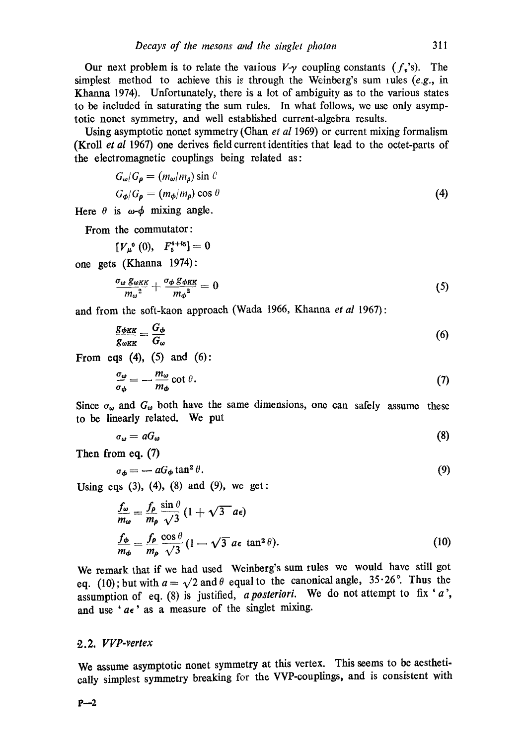Our next problem is to relate the various $V$-$\gamma$ coupling constants ($f_v$'s). The simplest method to achieve this is through the Weinberg's sum rules (*e.g.*, in Khanna 1974). Unfortunately, there is a lot of ambiguity as to the various states to be included in saturating the sum rules. In what follows, we use only asymptotic nonet symmetry, and well established current-algebra results.

Using asymptotic nonet symmetry (Chan *et al* 1969) or current mixing formalism (Kroll *et al* 1967) one derives field current identities that lead to the octet-parts of the electromagnetic couplings being related as:

$$
\begin{aligned}
G_\omega / G_\rho &= (m_\omega / m_\rho) \sin \theta \\
G_\phi / G_\rho &= (m_\phi / m_\rho) \cos \theta
\end{aligned}
\tag{4}
$$

Here $\theta$ is $\omega$-$\phi$ mixing angle.

From the commutator:

$$[V_\mu^0 (0), \; F_5^{4+i5}] = 0$$

one gets (Khanna 1974):

$$\frac{\sigma_\omega \, g_{\omega KK}}{m_\omega^2} + \frac{\sigma_\phi \, g_{\phi KK}}{m_\phi^2} = 0 \tag{5}$$

and from the soft-kaon approach (Wada 1966, Khanna *et al* 1967):

$$\frac{g_{\phi KK}}{g_{\omega KK}} = \frac{G_\phi}{G_\omega} \tag{6}$$

From eqs (4), (5) and (6):

$$\frac{\sigma_\omega}{\sigma_\phi} = -\frac{m_\omega}{m_\phi} \cot \theta. \tag{7}$$

Since $\sigma_\omega$ and $G_\omega$ both have the same dimensions, one can safely assume these to be linearly related. We put

$$\sigma_\omega = a G_\omega \tag{8}$$

Then from eq. (7)

$$\sigma_\phi = - a G_\phi \tan^2 \theta. \tag{9}$$

Using eqs (3), (4), (8) and (9), we get:

$$
\begin{aligned}
\frac{f_\omega}{m_\omega} &= \frac{f_\rho}{m_\rho} \frac{\sin \theta}{\sqrt{3}} (1 + \sqrt{3}\, a\epsilon) \\
\frac{f_\phi}{m_\phi} &= \frac{f_\rho}{m_\rho} \frac{\cos \theta}{\sqrt{3}} (1 - \sqrt{3}\, a\epsilon \, \tan^2 \theta).
\end{aligned}
\tag{10}
$$

We remark that if we had used Weinberg's sum rules we would have still got eq. (10); but with $a = \sqrt{2}$ and $\theta$ equal to the canonical angle, $35 \cdot 26°$. Thus the assumption of eq. (8) is justified, *a posteriori*. We do not attempt to fix '$a$', and use '$a\epsilon$' as a measure of the singlet mixing.

### 2.2. *VVP-vertex*

We assume asymptotic nonet symmetry at this vertex. This seems to be aesthetically simplest symmetry breaking for the VVP-couplings, and is consistent with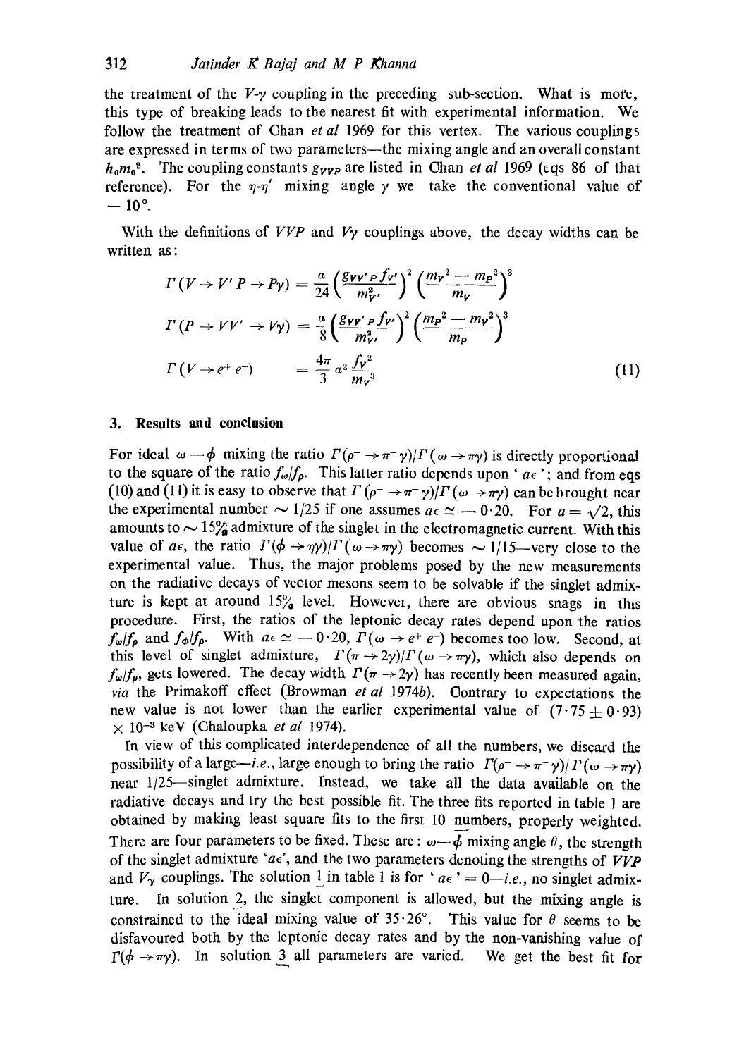the treatment of the $V$-$\gamma$ coupling in the preceding sub-section. What is more, this type of breaking leads to the nearest fit with experimental information. We follow the treatment of Chan *et al* 1969 for this vertex. The various couplings are expressed in terms of two parameters—the mixing angle and an overall constant $h_0 m_0^2$. The coupling constants $g_{VVP}$ are listed in Chan *et al* 1969 (eqs 86 of that reference). For the $\eta$-$\eta'$ mixing angle $\gamma$ we take the conventional value of $-10°$.

With the definitions of $VVP$ and $V\gamma$ couplings above, the decay widths can be written as:

$$\Gamma(V \to V' P \to P\gamma) = \frac{a}{24}\left(\frac{g_{VV'P} f_{V'}}{m_{V'}^2}\right)^2 \left(\frac{m_V^2 - m_P^2}{m_V}\right)^3$$

$$\Gamma(P \to VV' \to V\gamma) = \frac{a}{8}\left(\frac{g_{VV'P} f_{V'}}{m_{V'}^2}\right)^2 \left(\frac{m_P^2 - m_V^2}{m_P}\right)^3$$

$$\Gamma(V \to e^+ e^-) = \frac{4\pi}{3} a^2 \frac{f_V^2}{m_V^3} \tag{11}$$

## 3. Results and conclusion

For ideal $\omega$—$\phi$ mixing the ratio $\Gamma(\rho^- \to \pi^-\gamma)/\Gamma(\omega \to \pi\gamma)$ is directly proportional to the square of the ratio $f_\omega/f_\rho$. This latter ratio depends upon '$a\epsilon$'; and from eqs (10) and (11) it is easy to observe that $\Gamma(\rho^- \to \pi^-\gamma)/\Gamma(\omega \to \pi\gamma)$ can be brought near the experimental number $\sim 1/25$ if one assumes $a\epsilon \simeq -0{\cdot}20$. For $a = \sqrt{2}$, this amounts to $\sim 15\%$ admixture of the singlet in the electromagnetic current. With this value of $a\epsilon$, the ratio $\Gamma(\phi \to \eta\gamma)/\Gamma(\omega \to \pi\gamma)$ becomes $\sim 1/15$—very close to the experimental value. Thus, the major problems posed by the new measurements on the radiative decays of vector mesons seem to be solvable if the singlet admixture is kept at around 15% level. However, there are obvious snags in this procedure. First, the ratios of the leptonic decay rates depend upon the ratios $f_\omega/f_\rho$ and $f_\phi/f_\rho$. With $a\epsilon \simeq -0{\cdot}20$, $\Gamma(\omega \to e^+ e^-)$ becomes too low. Second, at this level of singlet admixture, $\Gamma(\pi \to 2\gamma)/\Gamma(\omega \to \pi\gamma)$, which also depends on $f_\omega/f_\rho$, gets lowered. The decay width $\Gamma(\pi \to 2\gamma)$ has recently been measured again, *via* the Primakoff effect (Browman *et al* 1974*b*). Contrary to expectations the new value is not lower than the earlier experimental value of $(7{\cdot}75 \pm 0{\cdot}93) \times 10^{-3}$ keV (Chaloupka *et al* 1974).

In view of this complicated interdependence of all the numbers, we discard the possibility of a large—*i.e.*, large enough to bring the ratio $\Gamma(\rho^- \to \pi^-\gamma)/\Gamma(\omega \to \pi\gamma)$ near 1/25—singlet admixture. Instead, we take all the data available on the radiative decays and try the best possible fit. The three fits reported in table 1 are obtained by making least square fits to the first 10 numbers, properly weighted. There are four parameters to be fixed. These are: $\omega$—$\phi$ mixing angle $\theta$, the strength of the singlet admixture '$a\epsilon$', and the two parameters denoting the strengths of $VVP$ and $V\gamma$ couplings. The solution 1 in table 1 is for '$a\epsilon$' $= 0$—*i.e.*, no singlet admixture. In solution 2, the singlet component is allowed, but the mixing angle is constrained to the ideal mixing value of $35{\cdot}26°$. This value for $\theta$ seems to be disfavoured both by the leptonic decay rates and by the non-vanishing value of $\Gamma(\phi \to \pi\gamma)$. In solution 3 all parameters are varied. We get the best fit for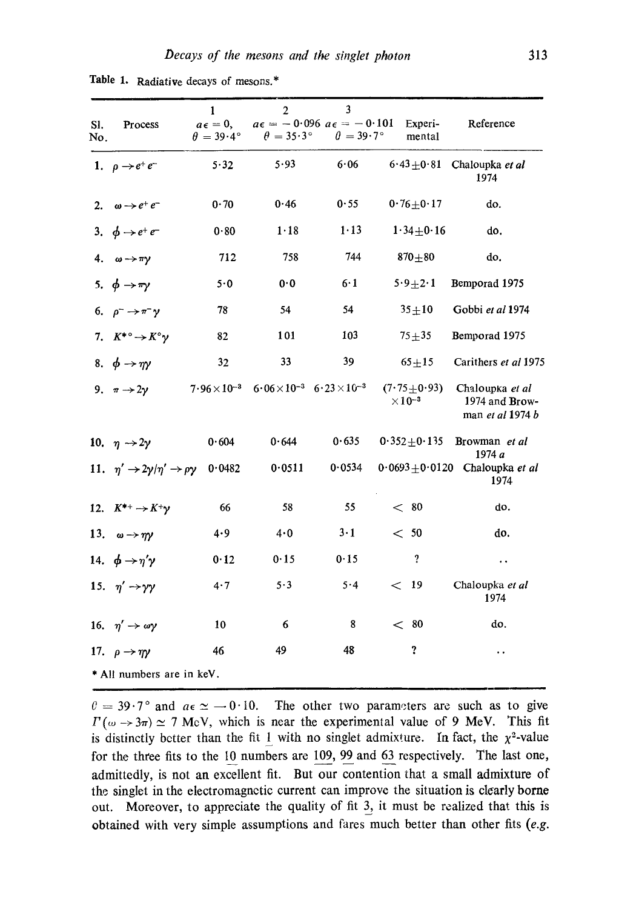Table 1. Radiative decays of mesons.*

| Sl. No. | Process | 1<br>$a\epsilon = 0$,<br>$\theta = 39{\cdot}4°$ | 2<br>$a\epsilon = -0{\cdot}096$<br>$\theta = 35{\cdot}3°$ | 3<br>$a\epsilon = -0{\cdot}101$<br>$\theta = 39{\cdot}7°$ | Experi-mental | Reference |
|---|---|---|---|---|---|---|
| 1. | $\rho \to e^+ e^-$ | 5·32 | 5·93 | 6·06 | $6{\cdot}43 \pm 0{\cdot}81$ | Chaloupka *et al* 1974 |
| 2. | $\omega \to e^+ e^-$ | 0·70 | 0·46 | 0·55 | $0{\cdot}76 \pm 0{\cdot}17$ | do. |
| 3. | $\phi \to e^+ e^-$ | 0·80 | 1·18 | 1·13 | $1{\cdot}34 \pm 0{\cdot}16$ | do. |
| 4. | $\omega \to \pi\gamma$ | 712 | 758 | 744 | $870 \pm 80$ | do. |
| 5. | $\phi \to \pi\gamma$ | 5·0 | 0·0 | 6·1 | $5{\cdot}9 \pm 2{\cdot}1$ | Bemporad 1975 |
| 6. | $\rho^- \to \pi^-\gamma$ | 78 | 54 | 54 | $35 \pm 10$ | Gobbi *et al* 1974 |
| 7. | $K^{*\circ} \to K^\circ\gamma$ | 82 | 101 | 103 | $75 \pm 35$ | Bemporad 1975 |
| 8. | $\phi \to \eta\gamma$ | 32 | 33 | 39 | $65 \pm 15$ | Carithers *et al* 1975 |
| 9. | $\pi \to 2\gamma$ | $7{\cdot}96 \times 10^{-3}$ | $6{\cdot}06 \times 10^{-3}$ | $6{\cdot}23 \times 10^{-3}$ | $(7{\cdot}75 \pm 0{\cdot}93) \times 10^{-3}$ | Chaloupka *et al* 1974 and Browman *et al* 1974 *b* |
| 10. | $\eta \to 2\gamma$ | 0·604 | 0·644 | 0·635 | $0{\cdot}352 \pm 0{\cdot}135$ | Browman *et al* 1974 *a* |
| 11. | $\eta' \to 2\gamma/\eta' \to \rho\gamma$ | 0·0482 | 0·0511 | 0·0534 | $0{\cdot}0693 \pm 0{\cdot}0120$ | Chaloupka *et al* 1974 |
| 12. | $K^{*+} \to K^+\gamma$ | 66 | 58 | 55 | $< 80$ | do. |
| 13. | $\omega \to \eta\gamma$ | 4·9 | 4·0 | 3·1 | $< 50$ | do. |
| 14. | $\phi \to \eta'\gamma$ | 0·12 | 0·15 | 0·15 | ? | .. |
| 15. | $\eta' \to \gamma\gamma$ | 4·7 | 5·3 | 5·4 | $< 19$ | Chaloupka *et al* 1974 |
| 16. | $\eta' \to \omega\gamma$ | 10 | 6 | 8 | $< 80$ | do. |
| 17. | $\rho \to \eta\gamma$ | 46 | 49 | 48 | ? | .. |

\* All numbers are in keV.

$\theta = 39{\cdot}7°$ and $a\epsilon \simeq -0{\cdot}10$. The other two parameters are such as to give $\Gamma(\omega \to 3\pi) \simeq 7$ MeV, which is near the experimental value of 9 MeV. This fit is distinctly better than the fit 1 with no singlet admixture. In fact, the $\chi^2$-value for the three fits to the 10 numbers are 109, 99 and 63 respectively. The last one, admittedly, is not an excellent fit. But our contention that a small admixture of the singlet in the electromagnetic current can improve the situation is clearly borne out. Moreover, to appreciate the quality of fit 3, it must be realized that this is obtained with very simple assumptions and fares much better than other fits (*e.g.*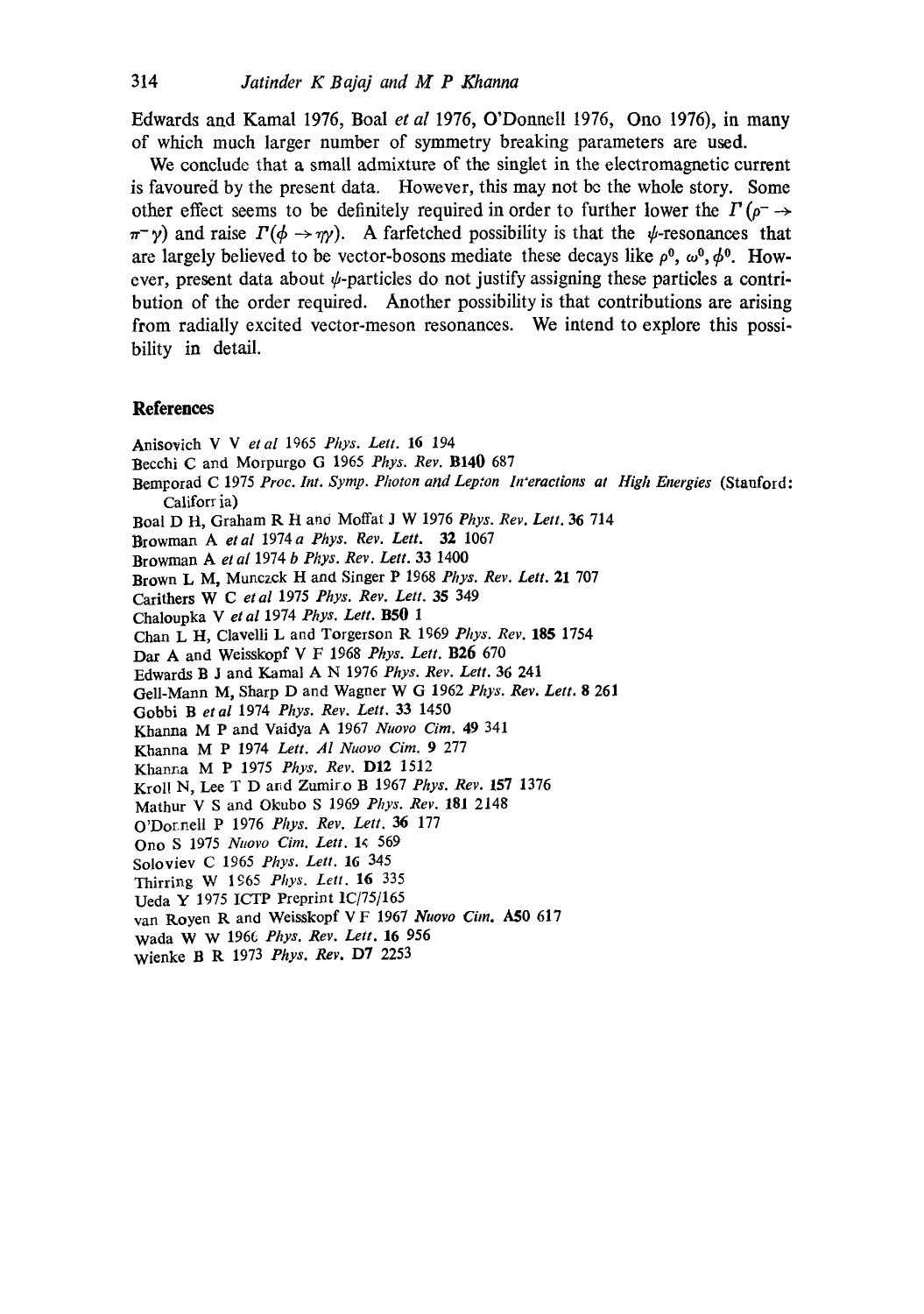Edwards and Kamal 1976, Boal *et al* 1976, O'Donnell 1976, Ono 1976), in many of which much larger number of symmetry breaking parameters are used.

We conclude that a small admixture of the singlet in the electromagnetic current is favoured by the present data. However, this may not be the whole story. Some other effect seems to be definitely required in order to further lower the $\Gamma(\rho^- \to \pi^- \gamma)$ and raise $\Gamma(\phi \to \eta\gamma)$. A farfetched possibility is that the $\psi$-resonances that are largely believed to be vector-bosons mediate these decays like $\rho^0$, $\omega^0$, $\phi^0$. However, present data about $\psi$-particles do not justify assigning these particles a contribution of the order required. Another possibility is that contributions are arising from radially excited vector-meson resonances. We intend to explore this possibility in detail.

## References

Anisovich V V *et al* 1965 *Phys. Lett.* **16** 194

Becchi C and Morpurgo G 1965 *Phys. Rev.* **B140** 687

Bemporad C 1975 *Proc. Int. Symp. Photon and Lepton Interactions at High Energies* (Stanford: California)

Boal D H, Graham R H and Moffat J W 1976 *Phys. Rev. Lett.* **36** 714

Browman A *et al* 1974 *a Phys. Rev. Lett.* **32** 1067

Browman A *et al* 1974 *b Phys. Rev. Lett.* **33** 1400

Brown L M, Munczck H and Singer P 1968 *Phys. Rev. Lett.* **21** 707

Carithers W C *et al* 1975 *Phys. Rev. Lett.* **35** 349

Chaloupka V *et al* 1974 *Phys. Lett.* **B50** 1

Chan L H, Clavelli L and Torgerson R 1969 *Phys. Rev.* **185** 1754

Dar A and Weisskopf V F 1968 *Phys. Lett.* **B26** 670

Edwards B J and Kamal A N 1976 *Phys. Rev. Lett.* **36** 241

Gell-Mann M, Sharp D and Wagner W G 1962 *Phys. Rev. Lett.* **8** 261

Gobbi B *et al* 1974 *Phys. Rev. Lett.* **33** 1450

Khanna M P and Vaidya A 1967 *Nuovo Cim.* **49** 341

Khanna M P 1974 *Lett. Al Nuovo Cim.* **9** 277

Khanna M P 1975 *Phys. Rev.* **D12** 1512

Kroll N, Lee T D and Zumino B 1967 *Phys. Rev.* **157** 1376

Mathur V S and Okubo S 1969 *Phys. Rev.* **181** 2148

O'Donnell P 1976 *Phys. Rev. Lett.* **36** 177

Ono S 1975 *Nuovo Cim. Lett.* **14** 569

Soloviev C 1965 *Phys. Lett.* **16** 345

Thirring W 1965 *Phys. Lett.* **16** 335

Ueda Y 1975 ICTP Preprint IC/75/165

van Royen R and Weisskopf V F 1967 *Nuovo Cim.* **A50** 617

Wada W W 1966 *Phys. Rev. Lett.* **16** 956

Wienke B R 1973 *Phys. Rev.* **D7** 2253